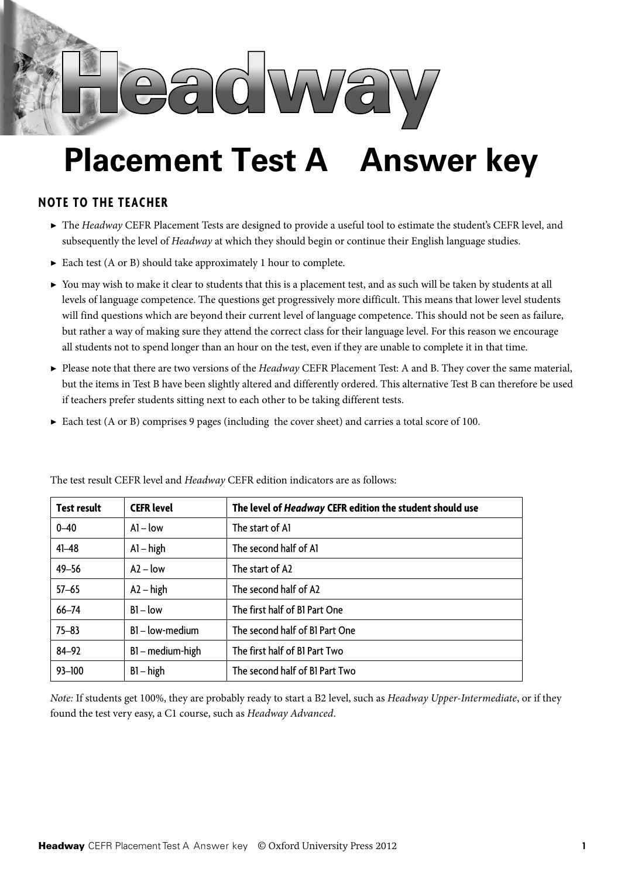# Headway

# Placement Test A    Answer key

## NOTE TO THE TEACHER

- The *Headway* CEFR Placement Tests are designed to provide a useful tool to estimate the student's CEFR level, and subsequently the level of *Headway* at which they should begin or continue their English language studies.
- Each test (A or B) should take approximately 1 hour to complete.
- You may wish to make it clear to students that this is a placement test, and as such will be taken by students at all levels of language competence. The questions get progressively more difficult. This means that lower level students will find questions which are beyond their current level of language competence. This should not be seen as failure, but rather a way of making sure they attend the correct class for their language level. For this reason we encourage all students not to spend longer than an hour on the test, even if they are unable to complete it in that time.
- Please note that there are two versions of the *Headway* CEFR Placement Test: A and B. They cover the same material, but the items in Test B have been slightly altered and differently ordered. This alternative Test B can therefore be used if teachers prefer students sitting next to each other to be taking different tests.
- Each test (A or B) comprises 9 pages (including the cover sheet) and carries a total score of 100.

The test result CEFR level and *Headway* CEFR edition indicators are as follows:

| Test result | CEFR level | The level of ***Headway*** CEFR edition the student should use |
|---|---|---|
| 0–40 | A1 – low | The start of A1 |
| 41–48 | A1 – high | The second half of A1 |
| 49–56 | A2 – low | The start of A2 |
| 57–65 | A2 – high | The second half of A2 |
| 66–74 | B1 – low | The first half of B1 Part One |
| 75–83 | B1 – low-medium | The second half of B1 Part One |
| 84–92 | B1 – medium-high | The first half of B1 Part Two |
| 93–100 | B1 – high | The second half of B1 Part Two |

*Note:* If students get 100%, they are probably ready to start a B2 level, such as *Headway Upper-Intermediate*, or if they found the test very easy, a C1 course, such as *Headway Advanced*.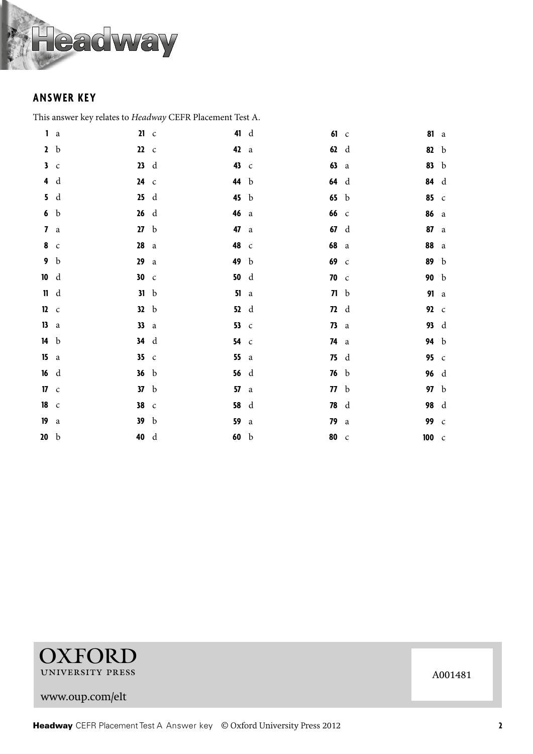Headway

## ANSWER KEY

This answer key relates to *Headway* CEFR Placement Test A.

| | | | | | | | | | |
|---|---|---|---|---|---|---|---|---|---|
| **1** | a | **21** | c | **41** | d | **61** | c | **81** | a |
| **2** | b | **22** | c | **42** | a | **62** | d | **82** | b |
| **3** | c | **23** | d | **43** | c | **63** | a | **83** | b |
| **4** | d | **24** | c | **44** | b | **64** | d | **84** | d |
| **5** | d | **25** | d | **45** | b | **65** | b | **85** | c |
| **6** | b | **26** | d | **46** | a | **66** | c | **86** | a |
| **7** | a | **27** | b | **47** | a | **67** | d | **87** | a |
| **8** | c | **28** | a | **48** | c | **68** | a | **88** | a |
| **9** | b | **29** | a | **49** | b | **69** | c | **89** | b |
| **10** | d | **30** | c | **50** | d | **70** | c | **90** | b |
| **11** | d | **31** | b | **51** | a | **71** | b | **91** | a |
| **12** | c | **32** | b | **52** | d | **72** | d | **92** | c |
| **13** | a | **33** | a | **53** | c | **73** | a | **93** | d |
| **14** | b | **34** | d | **54** | c | **74** | a | **94** | b |
| **15** | a | **35** | c | **55** | a | **75** | d | **95** | c |
| **16** | d | **36** | b | **56** | d | **76** | b | **96** | d |
| **17** | c | **37** | b | **57** | a | **77** | b | **97** | b |
| **18** | c | **38** | c | **58** | d | **78** | d | **98** | d |
| **19** | a | **39** | b | **59** | a | **79** | a | **99** | c |
| **20** | b | **40** | d | **60** | b | **80** | c | **100** | c |

OXFORD
UNIVERSITY PRESS

www.oup.com/elt

A001481